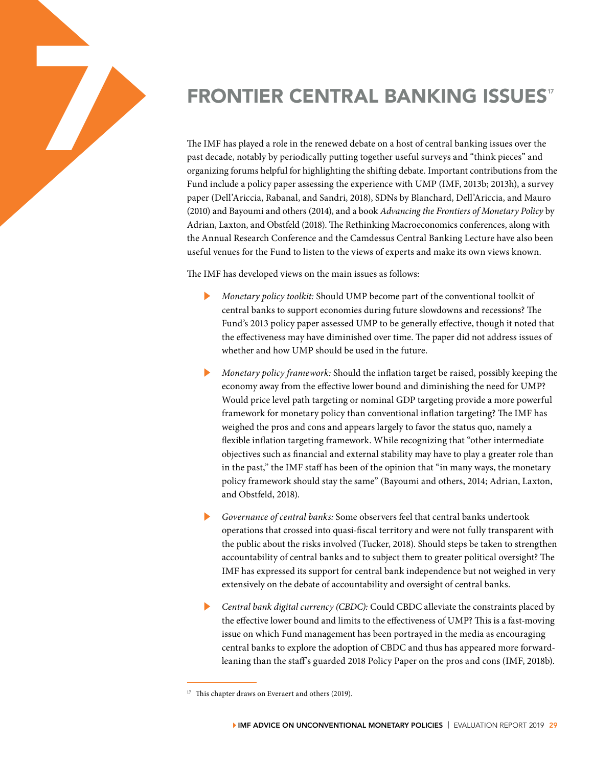# 7 FRONTIER CENTRAL BANKING ISSUES[17]

The IMF has played a role in the renewed debate on a host of central banking issues over the past decade, notably by periodically putting together useful surveys and "think pieces" and organizing forums helpful for highlighting the shifting debate. Important contributions from the Fund include a policy paper assessing the experience with UMP (IMF, 2013b; 2013h), a survey paper (Dell'Ariccia, Rabanal, and Sandri, 2018), SDNs by Blanchard, Dell'Ariccia, and Mauro (2010) and Bayoumi and others (2014), and a book *Advancing the Frontiers of Monetary Policy* by Adrian, Laxton, and Obstfeld (2018). The Rethinking Macroeconomics conferences, along with the Annual Research Conference and the Camdessus Central Banking Lecture have also been useful venues for the Fund to listen to the views of experts and make its own views known.

The IMF has developed views on the main issues as follows:

- *Monetary policy toolkit:* Should UMP become part of the conventional toolkit of central banks to support economies during future slowdowns and recessions? The Fund's 2013 policy paper assessed UMP to be generally effective, though it noted that the effectiveness may have diminished over time. The paper did not address issues of whether and how UMP should be used in the future.

- *Monetary policy framework:* Should the inflation target be raised, possibly keeping the economy away from the effective lower bound and diminishing the need for UMP? Would price level path targeting or nominal GDP targeting provide a more powerful framework for monetary policy than conventional inflation targeting? The IMF has weighed the pros and cons and appears largely to favor the status quo, namely a flexible inflation targeting framework. While recognizing that "other intermediate objectives such as financial and external stability may have to play a greater role than in the past," the IMF staff has been of the opinion that "in many ways, the monetary policy framework should stay the same" (Bayoumi and others, 2014; Adrian, Laxton, and Obstfeld, 2018).

- *Governance of central banks:* Some observers feel that central banks undertook operations that crossed into quasi-fiscal territory and were not fully transparent with the public about the risks involved (Tucker, 2018). Should steps be taken to strengthen accountability of central banks and to subject them to greater political oversight? The IMF has expressed its support for central bank independence but not weighed in very extensively on the debate of accountability and oversight of central banks.

- *Central bank digital currency (CBDC):* Could CBDC alleviate the constraints placed by the effective lower bound and limits to the effectiveness of UMP? This is a fast-moving issue on which Fund management has been portrayed in the media as encouraging central banks to explore the adoption of CBDC and thus has appeared more forward-leaning than the staff's guarded 2018 Policy Paper on the pros and cons (IMF, 2018b).

---

[17] This chapter draws on Everaert and others (2019).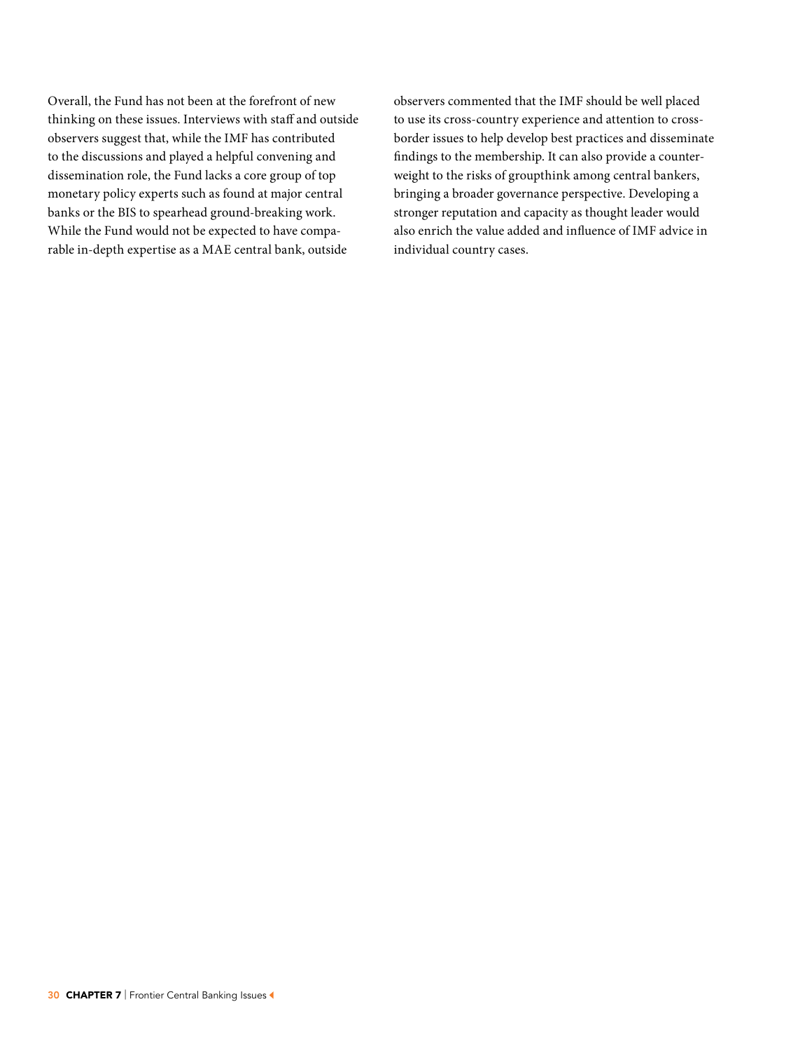Overall, the Fund has not been at the forefront of new thinking on these issues. Interviews with staff and outside observers suggest that, while the IMF has contributed to the discussions and played a helpful convening and dissemination role, the Fund lacks a core group of top monetary policy experts such as found at major central banks or the BIS to spearhead ground-breaking work. While the Fund would not be expected to have comparable in-depth expertise as a MAE central bank, outside observers commented that the IMF should be well placed to use its cross-country experience and attention to cross-border issues to help develop best practices and disseminate findings to the membership. It can also provide a counterweight to the risks of groupthink among central bankers, bringing a broader governance perspective. Developing a stronger reputation and capacity as thought leader would also enrich the value added and influence of IMF advice in individual country cases.